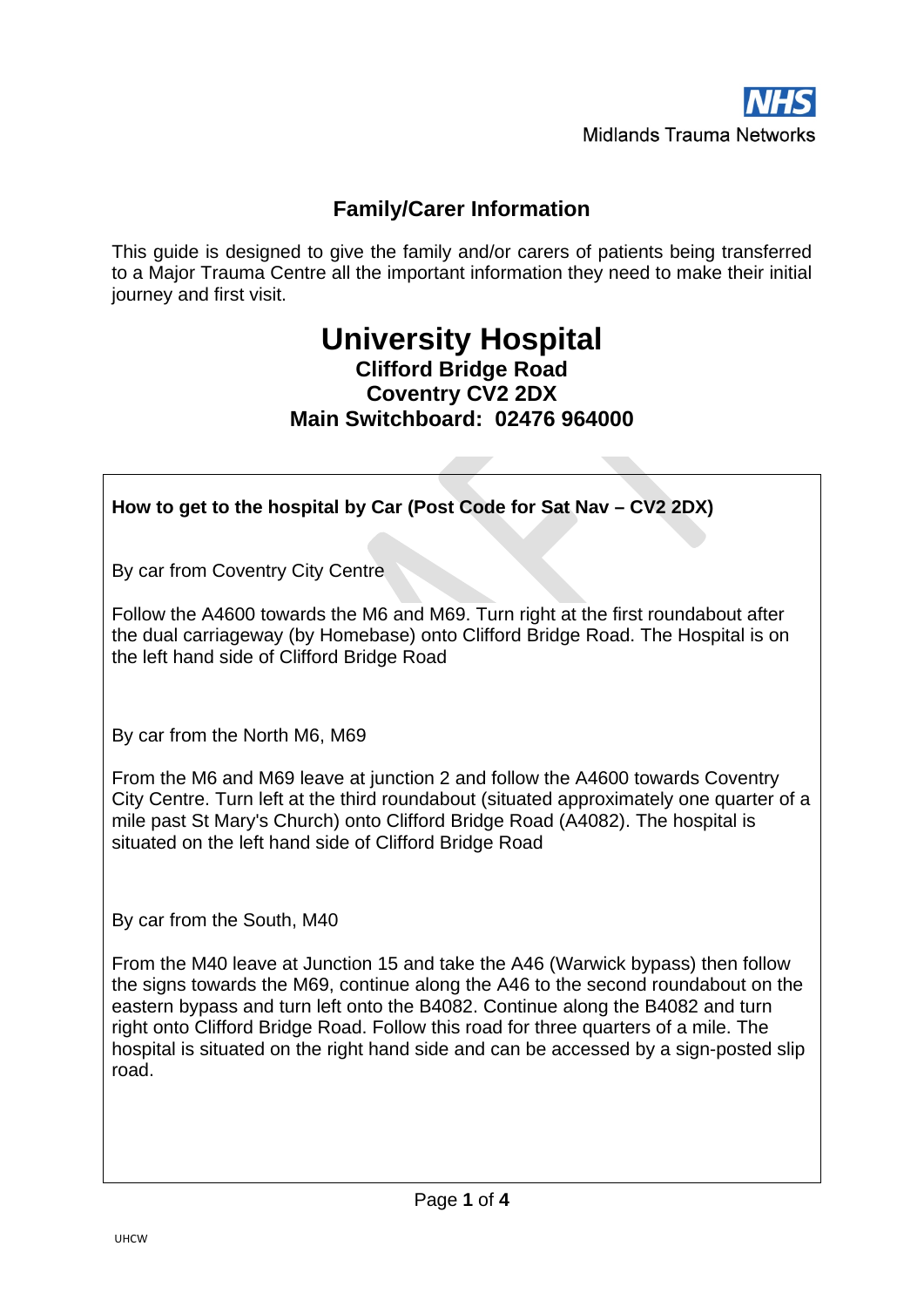NHS

Midlands Trauma Networks

## Family/Carer Information

This guide is designed to give the family and/or carers of patients being transferred to a Major Trauma Centre all the important information they need to make their initial journey and first visit.

# University Hospital

### Clifford Bridge Road
### Coventry CV2 2DX
### Main Switchboard: 02476 964000

**How to get to the hospital by Car (Post Code for Sat Nav – CV2 2DX)**

By car from Coventry City Centre

Follow the A4600 towards the M6 and M69. Turn right at the first roundabout after the dual carriageway (by Homebase) onto Clifford Bridge Road. The Hospital is on the left hand side of Clifford Bridge Road

By car from the North M6, M69

From the M6 and M69 leave at junction 2 and follow the A4600 towards Coventry City Centre. Turn left at the third roundabout (situated approximately one quarter of a mile past St Mary's Church) onto Clifford Bridge Road (A4082). The hospital is situated on the left hand side of Clifford Bridge Road

By car from the South, M40

From the M40 leave at Junction 15 and take the A46 (Warwick bypass) then follow the signs towards the M69, continue along the A46 to the second roundabout on the eastern bypass and turn left onto the B4082. Continue along the B4082 and turn right onto Clifford Bridge Road. Follow this road for three quarters of a mile. The hospital is situated on the right hand side and can be accessed by a sign-posted slip road.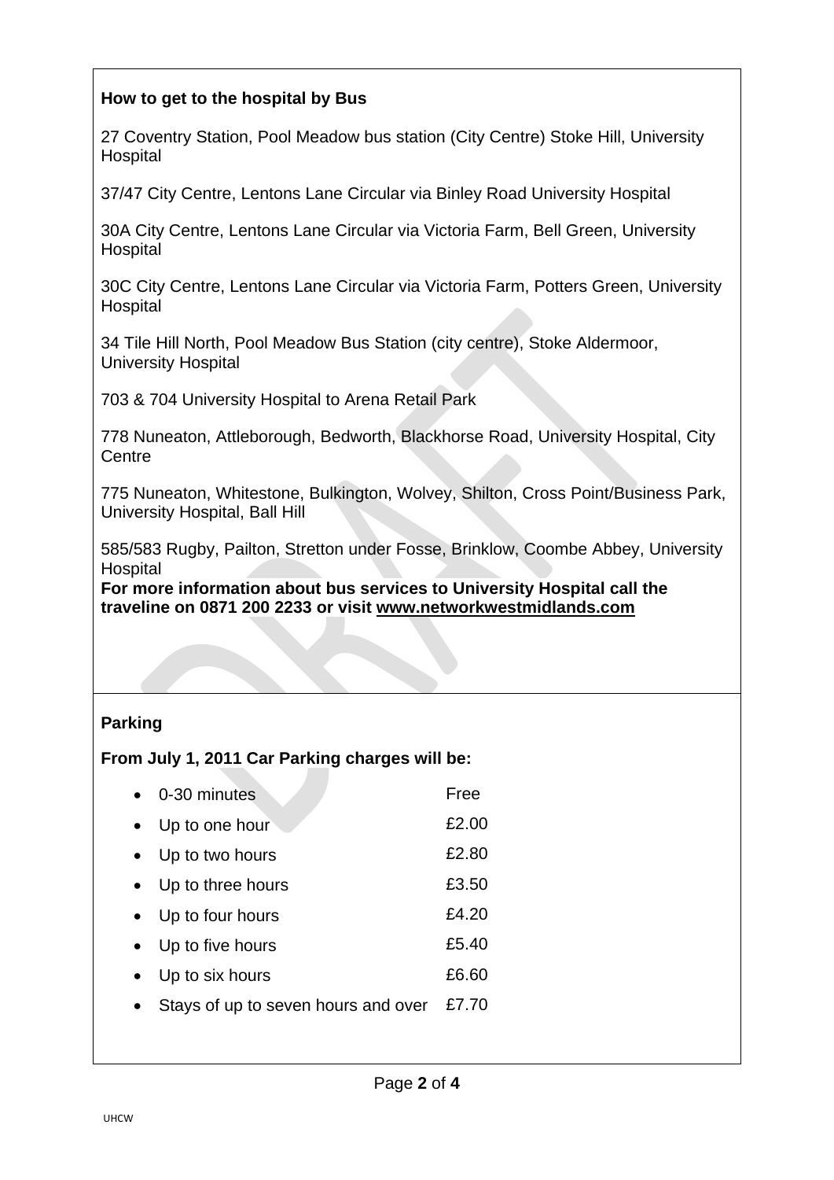**How to get to the hospital by Bus**

27 Coventry Station, Pool Meadow bus station (City Centre) Stoke Hill, University Hospital

37/47 City Centre, Lentons Lane Circular via Binley Road University Hospital

30A City Centre, Lentons Lane Circular via Victoria Farm, Bell Green, University Hospital

30C City Centre, Lentons Lane Circular via Victoria Farm, Potters Green, University Hospital

34 Tile Hill North, Pool Meadow Bus Station (city centre), Stoke Aldermoor, University Hospital

703 & 704 University Hospital to Arena Retail Park

778 Nuneaton, Attleborough, Bedworth, Blackhorse Road, University Hospital, City Centre

775 Nuneaton, Whitestone, Bulkington, Wolvey, Shilton, Cross Point/Business Park, University Hospital, Ball Hill

585/583 Rugby, Pailton, Stretton under Fosse, Brinklow, Coombe Abbey, University Hospital

**For more information about bus services to University Hospital call the traveline on 0871 200 2233 or visit www.networkwestmidlands.com**

**Parking**

**From July 1, 2011 Car Parking charges will be:**

- 0-30 minutes — Free
- Up to one hour — £2.00
- Up to two hours — £2.80
- Up to three hours — £3.50
- Up to four hours — £4.20
- Up to five hours — £5.40
- Up to six hours — £6.60
- Stays of up to seven hours and over — £7.70

UHCW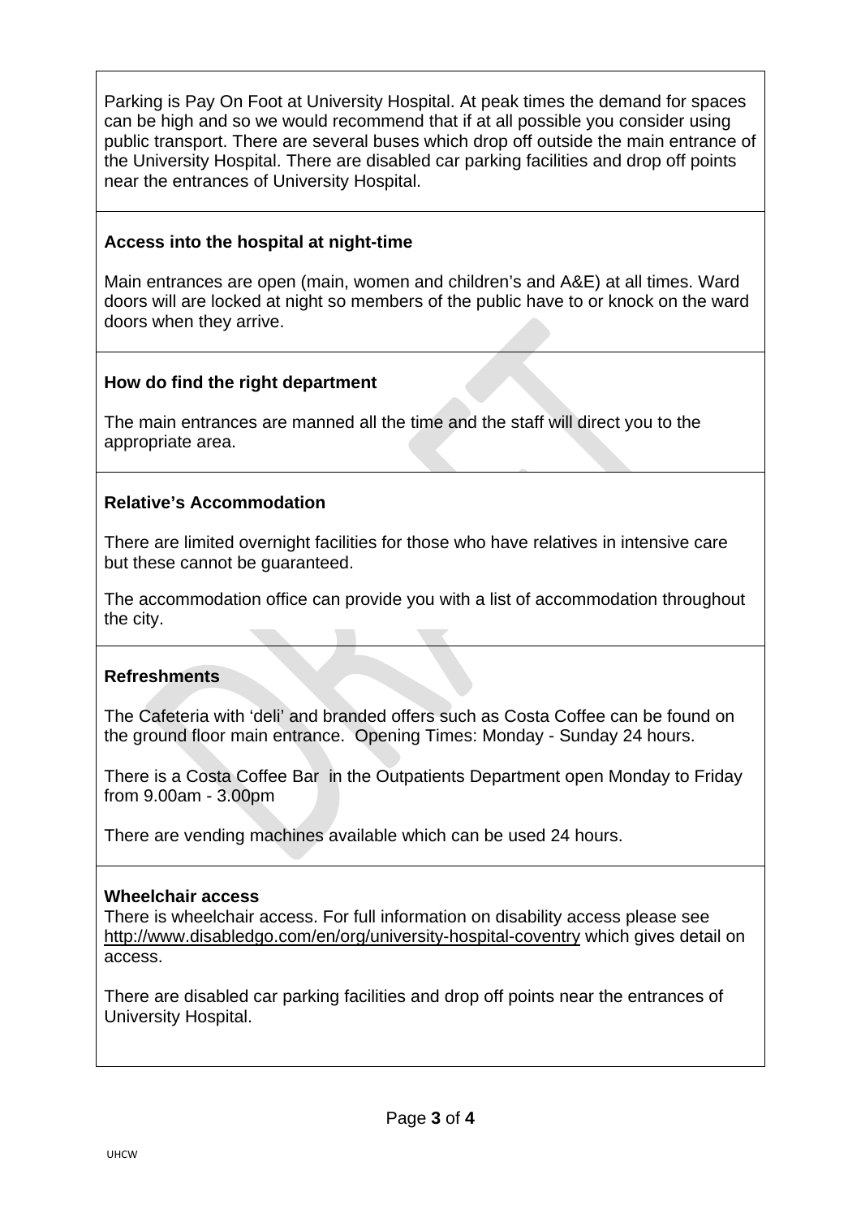Parking is Pay On Foot at University Hospital. At peak times the demand for spaces can be high and so we would recommend that if at all possible you consider using public transport. There are several buses which drop off outside the main entrance of the University Hospital. There are disabled car parking facilities and drop off points near the entrances of University Hospital.

**Access into the hospital at night-time**

Main entrances are open (main, women and children's and A&E) at all times. Ward doors will are locked at night so members of the public have to or knock on the ward doors when they arrive.

**How do find the right department**

The main entrances are manned all the time and the staff will direct you to the appropriate area.

**Relative's Accommodation**

There are limited overnight facilities for those who have relatives in intensive care but these cannot be guaranteed.

The accommodation office can provide you with a list of accommodation throughout the city.

**Refreshments**

The Cafeteria with 'deli' and branded offers such as Costa Coffee can be found on the ground floor main entrance. Opening Times: Monday - Sunday 24 hours.

There is a Costa Coffee Bar in the Outpatients Department open Monday to Friday from 9.00am - 3.00pm

There are vending machines available which can be used 24 hours.

**Wheelchair access**

There is wheelchair access. For full information on disability access please see http://www.disabledgo.com/en/org/university-hospital-coventry which gives detail on access.

There are disabled car parking facilities and drop off points near the entrances of University Hospital.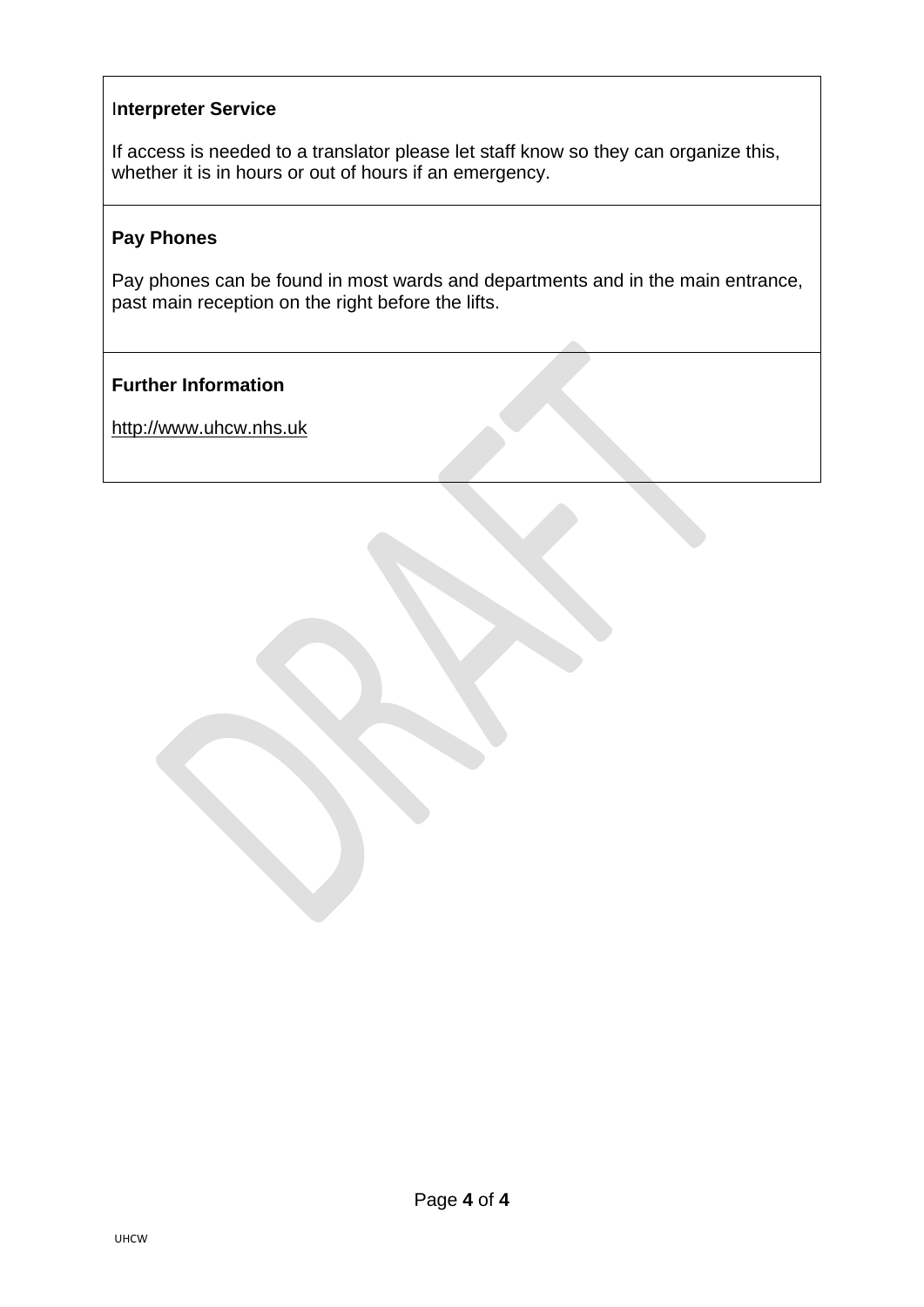**Interpreter Service**

If access is needed to a translator please let staff know so they can organize this, whether it is in hours or out of hours if an emergency.

**Pay Phones**

Pay phones can be found in most wards and departments and in the main entrance, past main reception on the right before the lifts.

**Further Information**

http://www.uhcw.nhs.uk